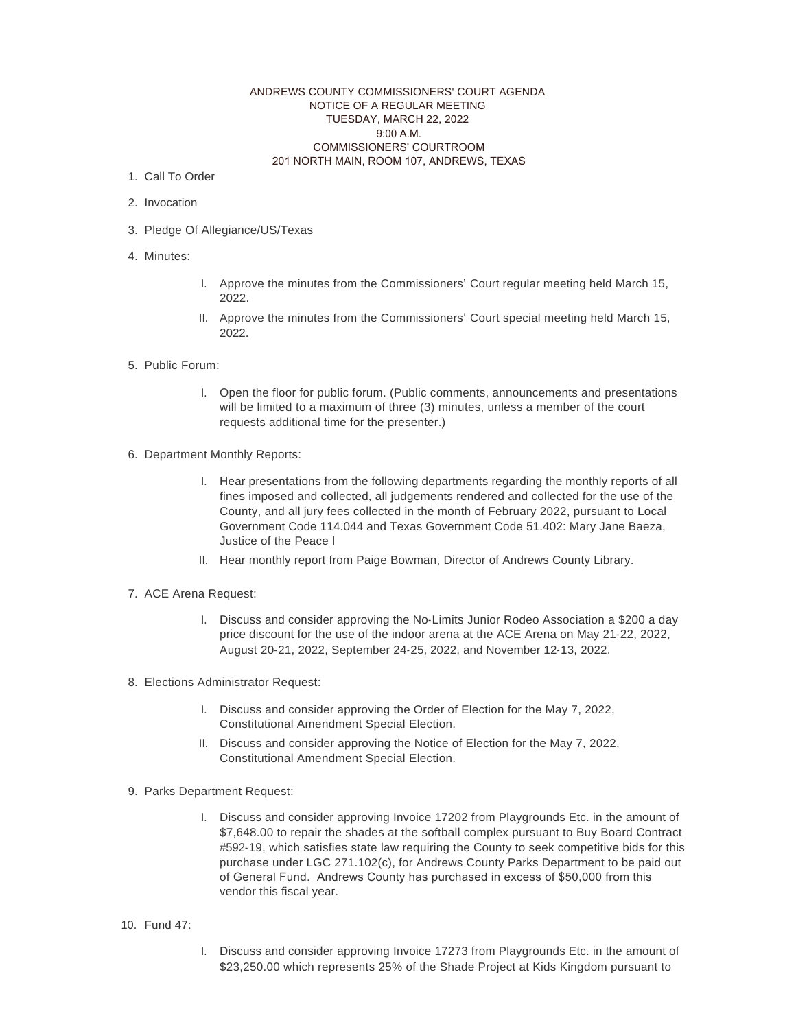ANDREWS COUNTY COMMISSIONERS' COURT AGENDA
NOTICE OF A REGULAR MEETING
TUESDAY, MARCH 22, 2022
9:00 A.M.
COMMISSIONERS' COURTROOM
201 NORTH MAIN, ROOM 107, ANDREWS, TEXAS

1. Call To Order
2. Invocation
3. Pledge Of Allegiance/US/Texas
4. Minutes:
   - I. Approve the minutes from the Commissioners' Court regular meeting held March 15, 2022.
   - II. Approve the minutes from the Commissioners' Court special meeting held March 15, 2022.
5. Public Forum:
   - I. Open the floor for public forum. (Public comments, announcements and presentations will be limited to a maximum of three (3) minutes, unless a member of the court requests additional time for the presenter.)
6. Department Monthly Reports:
   - I. Hear presentations from the following departments regarding the monthly reports of all fines imposed and collected, all judgements rendered and collected for the use of the County, and all jury fees collected in the month of February 2022, pursuant to Local Government Code 114.044 and Texas Government Code 51.402: Mary Jane Baeza, Justice of the Peace I
   - II. Hear monthly report from Paige Bowman, Director of Andrews County Library.
7. ACE Arena Request:
   - I. Discuss and consider approving the No-Limits Junior Rodeo Association a $200 a day price discount for the use of the indoor arena at the ACE Arena on May 21-22, 2022, August 20-21, 2022, September 24-25, 2022, and November 12-13, 2022.
8. Elections Administrator Request:
   - I. Discuss and consider approving the Order of Election for the May 7, 2022, Constitutional Amendment Special Election.
   - II. Discuss and consider approving the Notice of Election for the May 7, 2022, Constitutional Amendment Special Election.
9. Parks Department Request:
   - I. Discuss and consider approving Invoice 17202 from Playgrounds Etc. in the amount of $7,648.00 to repair the shades at the softball complex pursuant to Buy Board Contract #592-19, which satisfies state law requiring the County to seek competitive bids for this purchase under LGC 271.102(c), for Andrews County Parks Department to be paid out of General Fund. Andrews County has purchased in excess of $50,000 from this vendor this fiscal year.
10. Fund 47:
    - I. Discuss and consider approving Invoice 17273 from Playgrounds Etc. in the amount of $23,250.00 which represents 25% of the Shade Project at Kids Kingdom pursuant to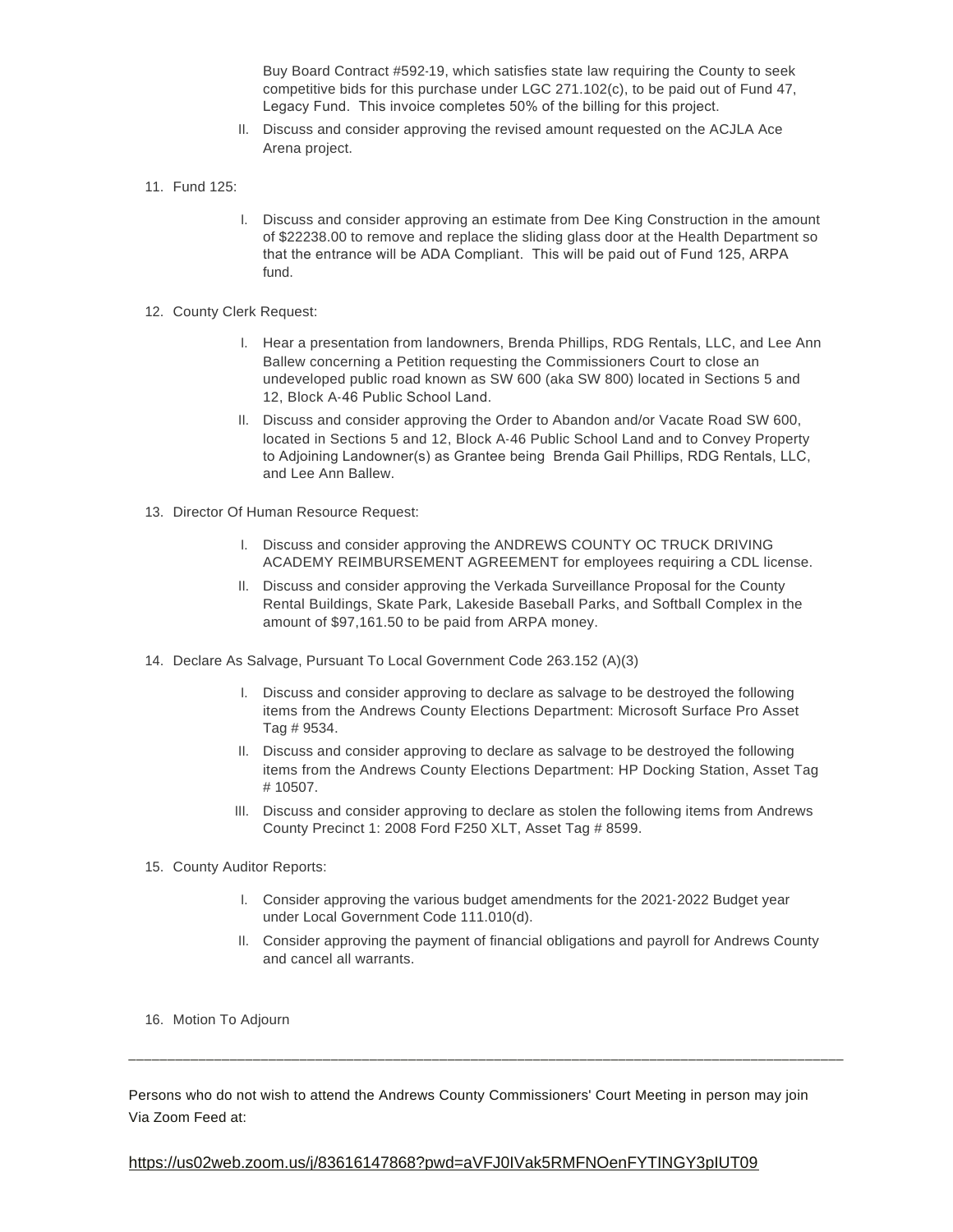Buy Board Contract #592-19, which satisfies state law requiring the County to seek competitive bids for this purchase under LGC 271.102(c), to be paid out of Fund 47, Legacy Fund. This invoice completes 50% of the billing for this project.

II. Discuss and consider approving the revised amount requested on the ACJLA Ace Arena project.

11. Fund 125:

    I. Discuss and consider approving an estimate from Dee King Construction in the amount of $22238.00 to remove and replace the sliding glass door at the Health Department so that the entrance will be ADA Compliant. This will be paid out of Fund 125, ARPA fund.

12. County Clerk Request:

    I. Hear a presentation from landowners, Brenda Phillips, RDG Rentals, LLC, and Lee Ann Ballew concerning a Petition requesting the Commissioners Court to close an undeveloped public road known as SW 600 (aka SW 800) located in Sections 5 and 12, Block A-46 Public School Land.

    II. Discuss and consider approving the Order to Abandon and/or Vacate Road SW 600, located in Sections 5 and 12, Block A-46 Public School Land and to Convey Property to Adjoining Landowner(s) as Grantee being Brenda Gail Phillips, RDG Rentals, LLC, and Lee Ann Ballew.

13. Director Of Human Resource Request:

    I. Discuss and consider approving the ANDREWS COUNTY OC TRUCK DRIVING ACADEMY REIMBURSEMENT AGREEMENT for employees requiring a CDL license.

    II. Discuss and consider approving the Verkada Surveillance Proposal for the County Rental Buildings, Skate Park, Lakeside Baseball Parks, and Softball Complex in the amount of $97,161.50 to be paid from ARPA money.

14. Declare As Salvage, Pursuant To Local Government Code 263.152 (A)(3)

    I. Discuss and consider approving to declare as salvage to be destroyed the following items from the Andrews County Elections Department: Microsoft Surface Pro Asset Tag # 9534.

    II. Discuss and consider approving to declare as salvage to be destroyed the following items from the Andrews County Elections Department: HP Docking Station, Asset Tag # 10507.

    III. Discuss and consider approving to declare as stolen the following items from Andrews County Precinct 1: 2008 Ford F250 XLT, Asset Tag # 8599.

15. County Auditor Reports:

    I. Consider approving the various budget amendments for the 2021-2022 Budget year under Local Government Code 111.010(d).

    II. Consider approving the payment of financial obligations and payroll for Andrews County and cancel all warrants.

16. Motion To Adjourn

---

Persons who do not wish to attend the Andrews County Commissioners' Court Meeting in person may join Via Zoom Feed at:

https://us02web.zoom.us/j/83616147868?pwd=aVFJ0IVak5RMFNOenFYTINGY3pIUT09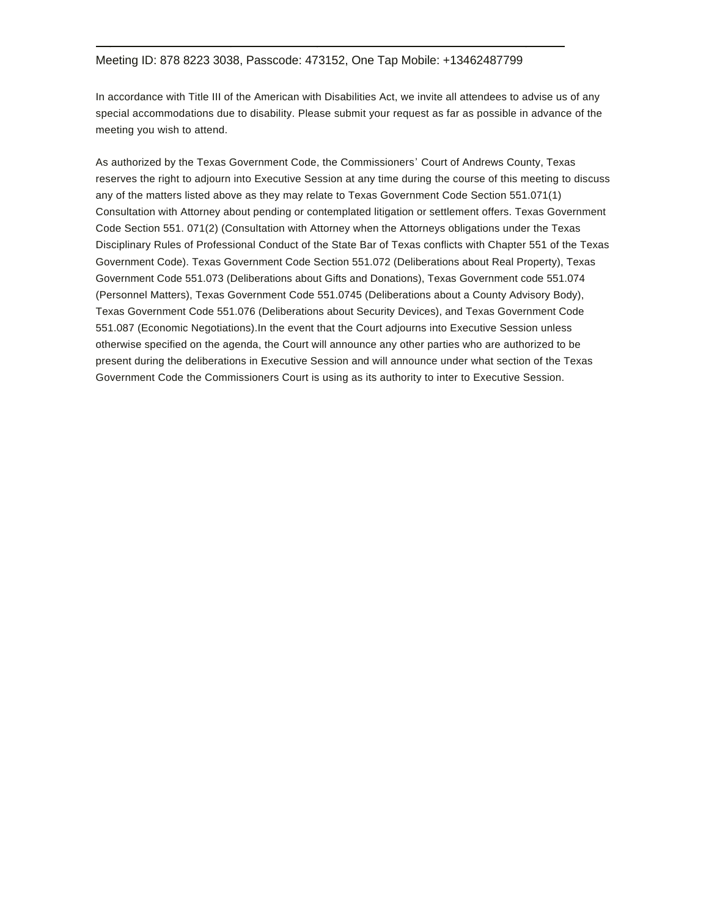Meeting ID: 878 8223 3038, Passcode: 473152, One Tap Mobile: +13462487799

In accordance with Title III of the American with Disabilities Act, we invite all attendees to advise us of any special accommodations due to disability. Please submit your request as far as possible in advance of the meeting you wish to attend.

As authorized by the Texas Government Code, the Commissioners' Court of Andrews County, Texas reserves the right to adjourn into Executive Session at any time during the course of this meeting to discuss any of the matters listed above as they may relate to Texas Government Code Section 551.071(1) Consultation with Attorney about pending or contemplated litigation or settlement offers. Texas Government Code Section 551. 071(2) (Consultation with Attorney when the Attorneys obligations under the Texas Disciplinary Rules of Professional Conduct of the State Bar of Texas conflicts with Chapter 551 of the Texas Government Code). Texas Government Code Section 551.072 (Deliberations about Real Property), Texas Government Code 551.073 (Deliberations about Gifts and Donations), Texas Government code 551.074 (Personnel Matters), Texas Government Code 551.0745 (Deliberations about a County Advisory Body), Texas Government Code 551.076 (Deliberations about Security Devices), and Texas Government Code 551.087 (Economic Negotiations).In the event that the Court adjourns into Executive Session unless otherwise specified on the agenda, the Court will announce any other parties who are authorized to be present during the deliberations in Executive Session and will announce under what section of the Texas Government Code the Commissioners Court is using as its authority to inter to Executive Session.